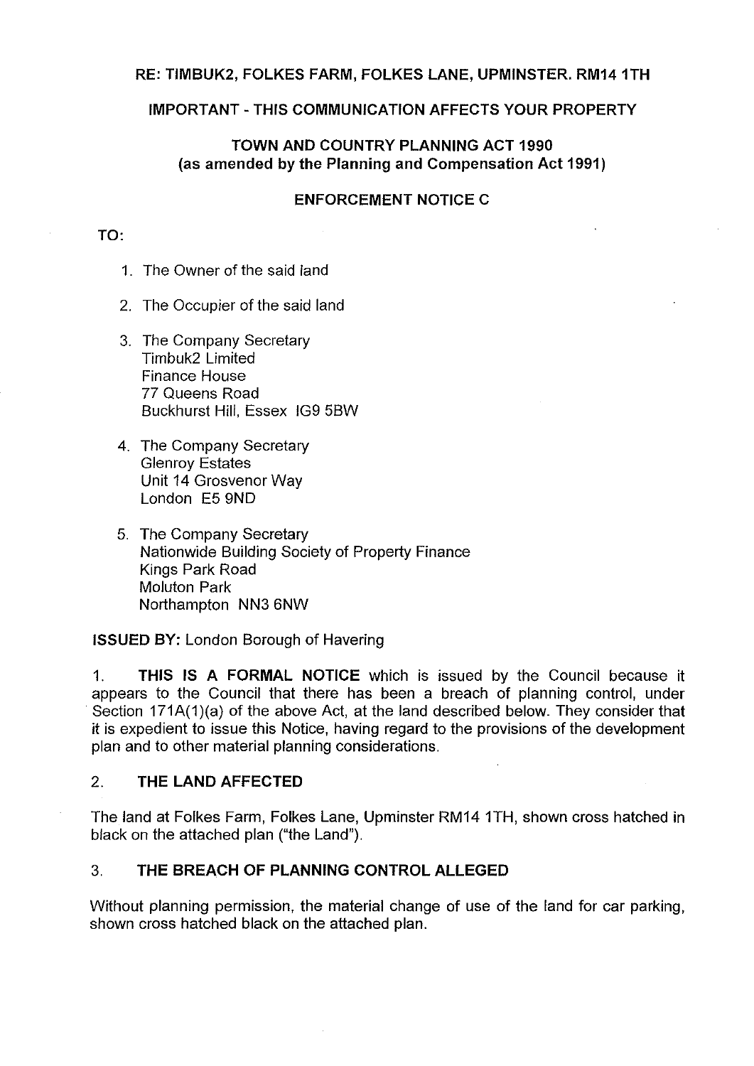**RE: TIMBUK2, FOLKES FARM, FOLKES LANE, UPMINSTER. RM14 1TH**

**IMPORTANT - THIS COMMUNICATION AFFECTS YOUR PROPERTY**

**TOWN AND COUNTRY PLANNING ACT 1990**
**(as amended by the Planning and Compensation Act 1991)**

**ENFORCEMENT NOTICE C**

**TO:**

1. The Owner of the said land

2. The Occupier of the said land

3. The Company Secretary
   Timbuk2 Limited
   Finance House
   77 Queens Road
   Buckhurst Hill, Essex IG9 5BW

4. The Company Secretary
   Glenroy Estates
   Unit 14 Grosvenor Way
   London E5 9ND

5. The Company Secretary
   Nationwide Building Society of Property Finance
   Kings Park Road
   Moluton Park
   Northampton NN3 6NW

**ISSUED BY:** London Borough of Havering

1. **THIS IS A FORMAL NOTICE** which is issued by the Council because it appears to the Council that there has been a breach of planning control, under Section 171A(1)(a) of the above Act, at the land described below. They consider that it is expedient to issue this Notice, having regard to the provisions of the development plan and to other material planning considerations.

## 2. THE LAND AFFECTED

The land at Folkes Farm, Folkes Lane, Upminster RM14 1TH, shown cross hatched in black on the attached plan ("the Land").

## 3. THE BREACH OF PLANNING CONTROL ALLEGED

Without planning permission, the material change of use of the land for car parking, shown cross hatched black on the attached plan.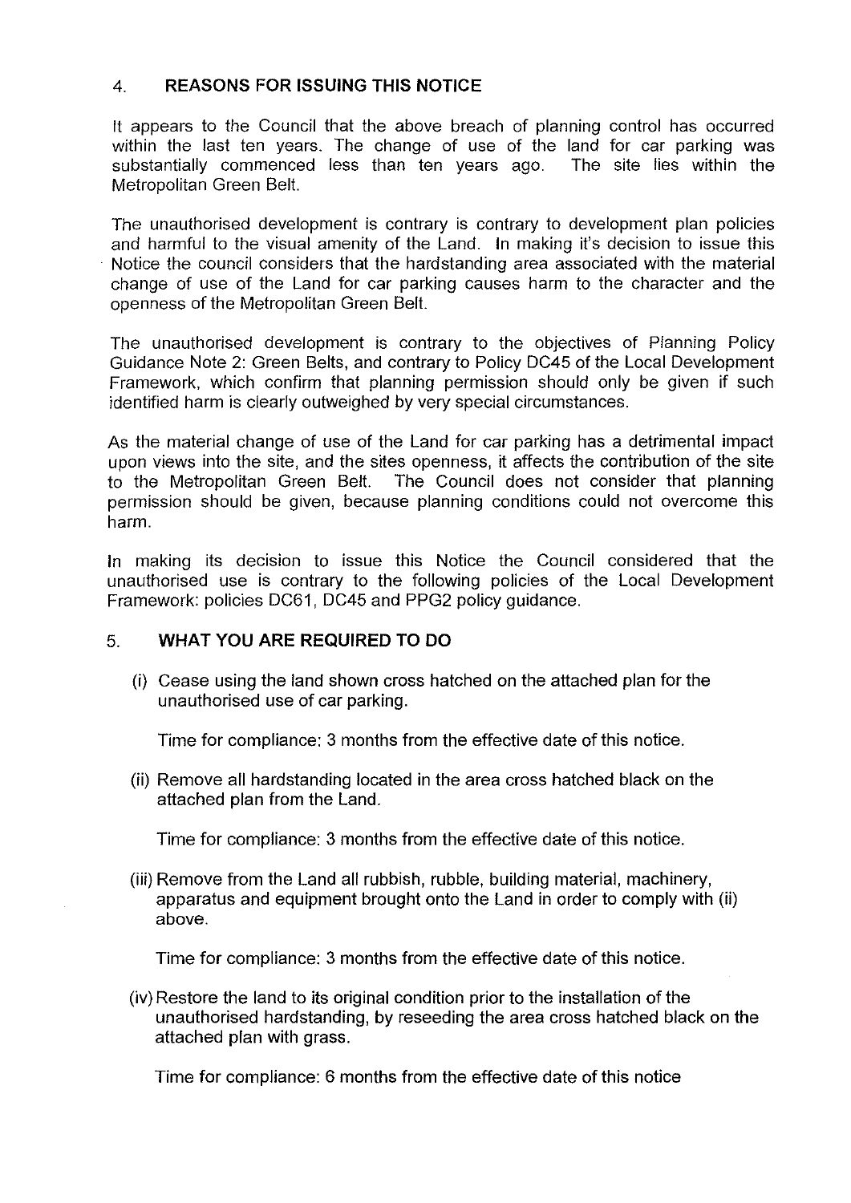## 4. REASONS FOR ISSUING THIS NOTICE

It appears to the Council that the above breach of planning control has occurred within the last ten years. The change of use of the land for car parking was substantially commenced less than ten years ago. The site lies within the Metropolitan Green Belt.

The unauthorised development is contrary is contrary to development plan policies and harmful to the visual amenity of the Land. In making it's decision to issue this Notice the council considers that the hardstanding area associated with the material change of use of the Land for car parking causes harm to the character and the openness of the Metropolitan Green Belt.

The unauthorised development is contrary to the objectives of Planning Policy Guidance Note 2: Green Belts, and contrary to Policy DC45 of the Local Development Framework, which confirm that planning permission should only be given if such identified harm is clearly outweighed by very special circumstances.

As the material change of use of the Land for car parking has a detrimental impact upon views into the site, and the sites openness, it affects the contribution of the site to the Metropolitan Green Belt. The Council does not consider that planning permission should be given, because planning conditions could not overcome this harm.

In making its decision to issue this Notice the Council considered that the unauthorised use is contrary to the following policies of the Local Development Framework: policies DC61, DC45 and PPG2 policy guidance.

## 5. WHAT YOU ARE REQUIRED TO DO

(i) Cease using the land shown cross hatched on the attached plan for the unauthorised use of car parking.

Time for compliance: 3 months from the effective date of this notice.

(ii) Remove all hardstanding located in the area cross hatched black on the attached plan from the Land.

Time for compliance: 3 months from the effective date of this notice.

(iii) Remove from the Land all rubbish, rubble, building material, machinery, apparatus and equipment brought onto the Land in order to comply with (ii) above.

Time for compliance: 3 months from the effective date of this notice.

(iv) Restore the land to its original condition prior to the installation of the unauthorised hardstanding, by reseeding the area cross hatched black on the attached plan with grass.

Time for compliance: 6 months from the effective date of this notice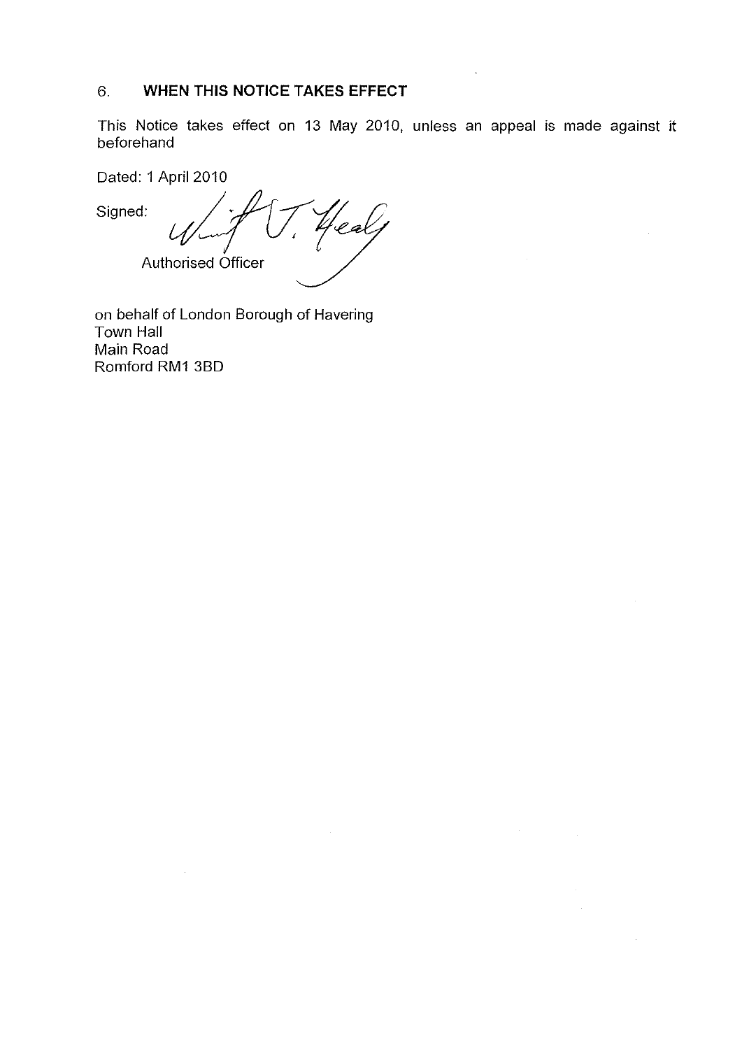## 6. WHEN THIS NOTICE TAKES EFFECT

This Notice takes effect on 13 May 2010, unless an appeal is made against it beforehand

Dated: 1 April 2010

Signed:

Authorised Officer

on behalf of London Borough of Havering
Town Hall
Main Road
Romford RM1 3BD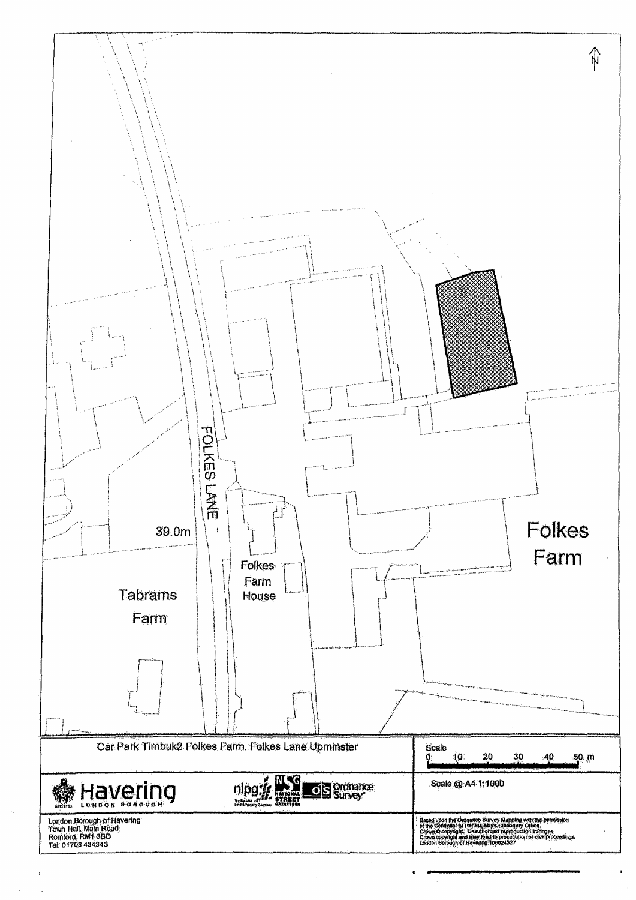FOLKES LANE

39.0m

Folkes Farm House

Tabrams Farm

Folkes Farm

| Car Park Timbuk2 Folkes Farm. Folkes Lane Upminster | Scale 0 10 20 30 40 50 m |
|---|---|
| Havering LONDON BOROUGH | Scale @ A4 1:1000 |
| London Borough of Havering<br>Town Hall, Main Road<br>Romford, RM1 3BD<br>Tel: 01708 434343 | Based upon the Ordnance Survey Mapping with the permission of the Controller of Her Majesty's Stationery Office. Crown © copyright. Unauthorised reproduction infringes Crown copyright and may lead to prosecution or civil proceedings. London Borough of Havering 100024327 |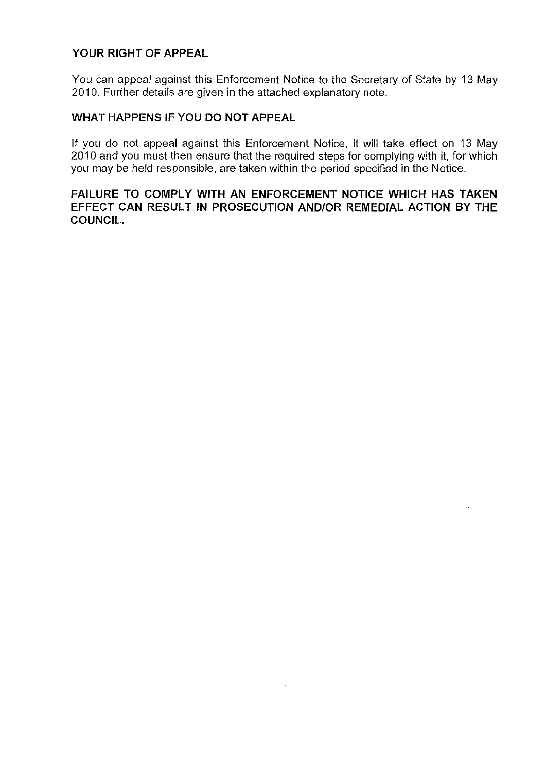## YOUR RIGHT OF APPEAL

You can appeal against this Enforcement Notice to the Secretary of State by 13 May 2010. Further details are given in the attached explanatory note.

## WHAT HAPPENS IF YOU DO NOT APPEAL

If you do not appeal against this Enforcement Notice, it will take effect on 13 May 2010 and you must then ensure that the required steps for complying with it, for which you may be held responsible, are taken within the period specified in the Notice.

**FAILURE TO COMPLY WITH AN ENFORCEMENT NOTICE WHICH HAS TAKEN EFFECT CAN RESULT IN PROSECUTION AND/OR REMEDIAL ACTION BY THE COUNCIL.**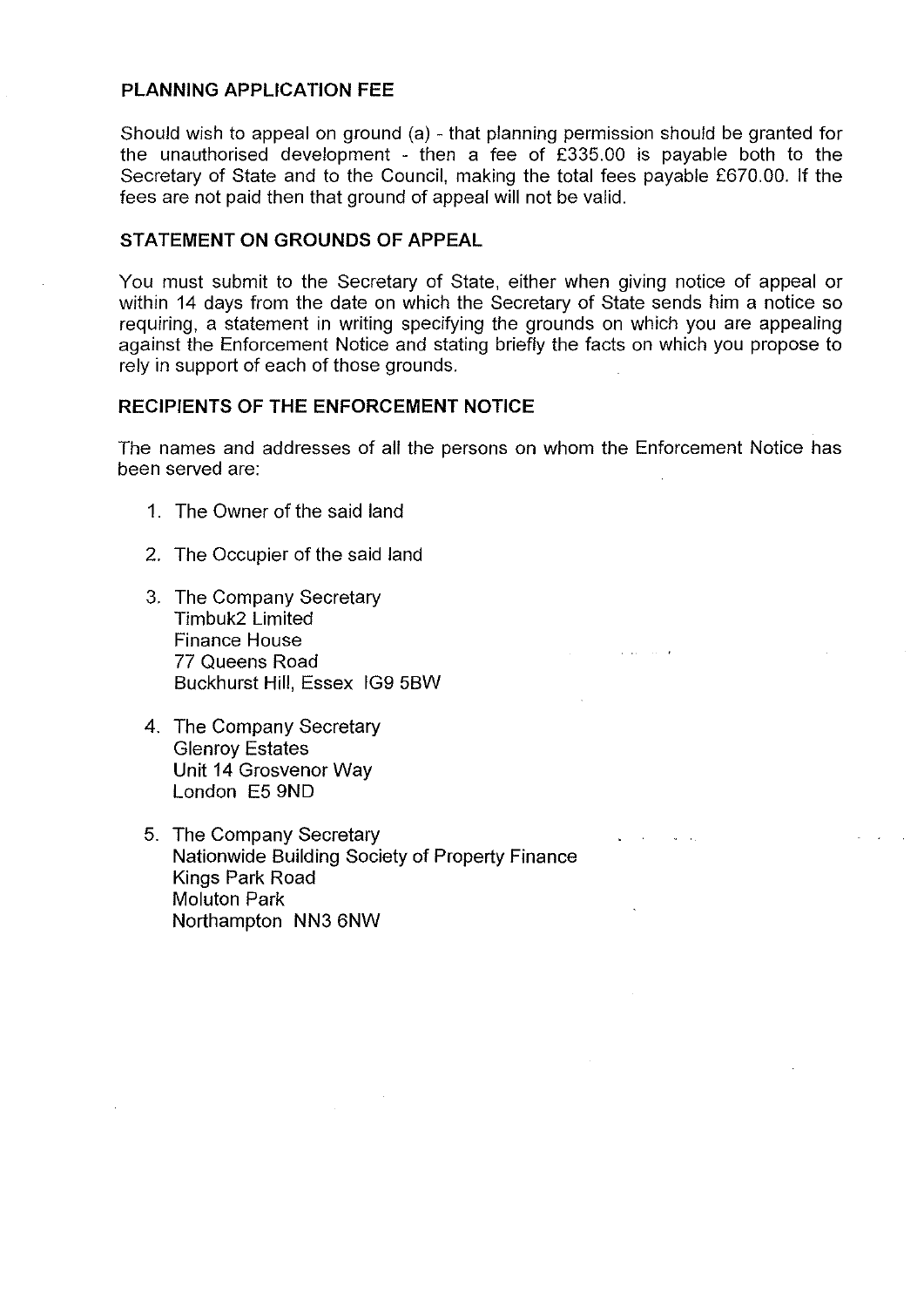## PLANNING APPLICATION FEE

Should wish to appeal on ground (a) - that planning permission should be granted for the unauthorised development - then a fee of £335.00 is payable both to the Secretary of State and to the Council, making the total fees payable £670.00. If the fees are not paid then that ground of appeal will not be valid.

## STATEMENT ON GROUNDS OF APPEAL

You must submit to the Secretary of State, either when giving notice of appeal or within 14 days from the date on which the Secretary of State sends him a notice so requiring, a statement in writing specifying the grounds on which you are appealing against the Enforcement Notice and stating briefly the facts on which you propose to rely in support of each of those grounds.

## RECIPIENTS OF THE ENFORCEMENT NOTICE

The names and addresses of all the persons on whom the Enforcement Notice has been served are:

1. The Owner of the said land

2. The Occupier of the said land

3. The Company Secretary
   Timbuk2 Limited
   Finance House
   77 Queens Road
   Buckhurst Hill, Essex IG9 5BW

4. The Company Secretary
   Glenroy Estates
   Unit 14 Grosvenor Way
   London E5 9ND

5. The Company Secretary
   Nationwide Building Society of Property Finance
   Kings Park Road
   Moluton Park
   Northampton NN3 6NW